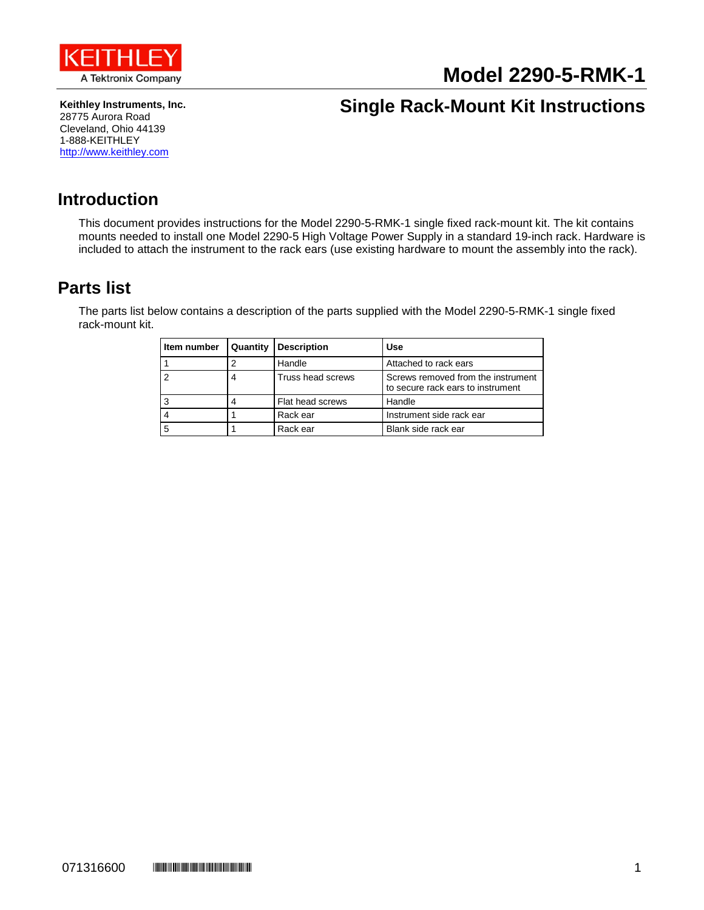KEITHLEY
A Tektronix Company

# Model 2290-5-RMK-1

## Single Rack-Mount Kit Instructions

**Keithley Instruments, Inc.**
28775 Aurora Road
Cleveland, Ohio 44139
1-888-KEITHLEY
http://www.keithley.com

## Introduction

This document provides instructions for the Model 2290-5-RMK-1 single fixed rack-mount kit. The kit contains mounts needed to install one Model 2290-5 High Voltage Power Supply in a standard 19-inch rack. Hardware is included to attach the instrument to the rack ears (use existing hardware to mount the assembly into the rack).

## Parts list

The parts list below contains a description of the parts supplied with the Model 2290-5-RMK-1 single fixed rack-mount kit.

| Item number | Quantity | Description | Use |
|---|---|---|---|
| 1 | 2 | Handle | Attached to rack ears |
| 2 | 4 | Truss head screws | Screws removed from the instrument to secure rack ears to instrument |
| 3 | 4 | Flat head screws | Handle |
| 4 | 1 | Rack ear | Instrument side rack ear |
| 5 | 1 | Rack ear | Blank side rack ear |

071316600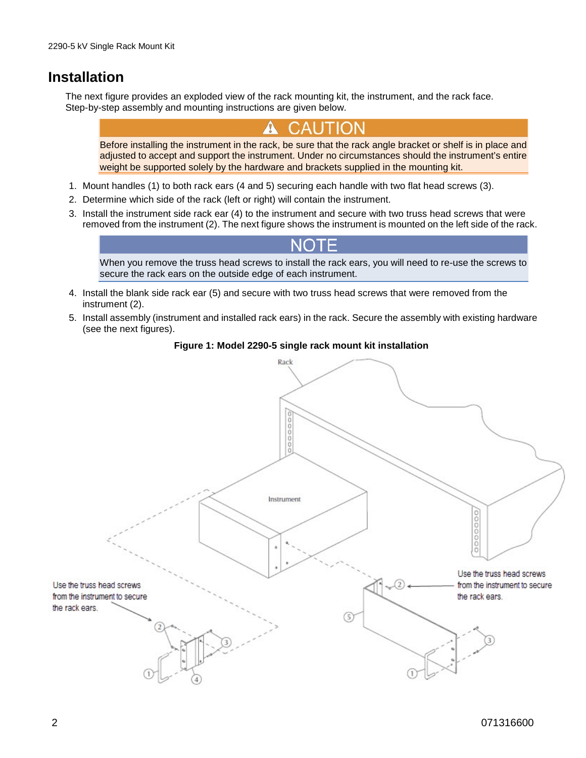## Installation

The next figure provides an exploded view of the rack mounting kit, the instrument, and the rack face. Step-by-step assembly and mounting instructions are given below.

**⚠ CAUTION**

Before installing the instrument in the rack, be sure that the rack angle bracket or shelf is in place and adjusted to accept and support the instrument. Under no circumstances should the instrument's entire weight be supported solely by the hardware and brackets supplied in the mounting kit.

1. Mount handles (1) to both rack ears (4 and 5) securing each handle with two flat head screws (3).
2. Determine which side of the rack (left or right) will contain the instrument.
3. Install the instrument side rack ear (4) to the instrument and secure with two truss head screws that were removed from the instrument (2). The next figure shows the instrument is mounted on the left side of the rack.

**NOTE**

When you remove the truss head screws to install the rack ears, you will need to re-use the screws to secure the rack ears on the outside edge of each instrument.

4. Install the blank side rack ear (5) and secure with two truss head screws that were removed from the instrument (2).
5. Install assembly (instrument and installed rack ears) in the rack. Secure the assembly with existing hardware (see the next figures).

**Figure 1: Model 2290-5 single rack mount kit installation**

Rack

Instrument

Use the truss head screws from the instrument to secure the rack ears.

Use the truss head screws from the instrument to secure the rack ears.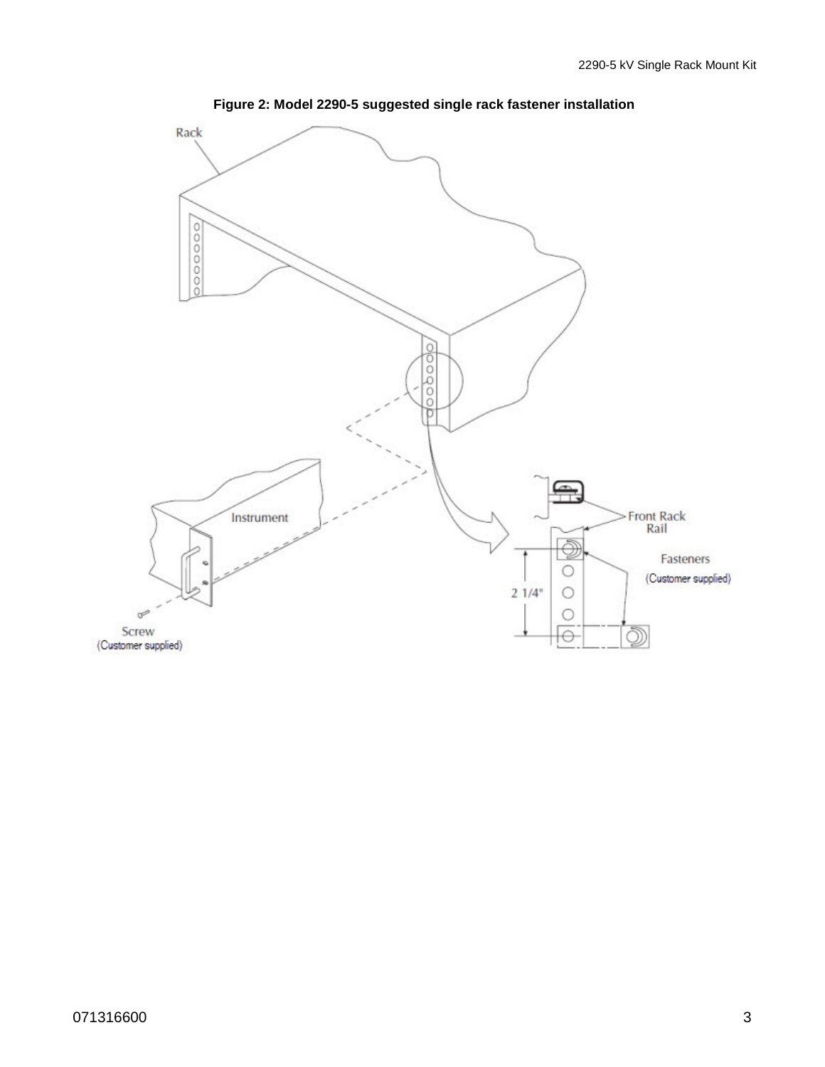**Figure 2: Model 2290-5 suggested single rack fastener installation**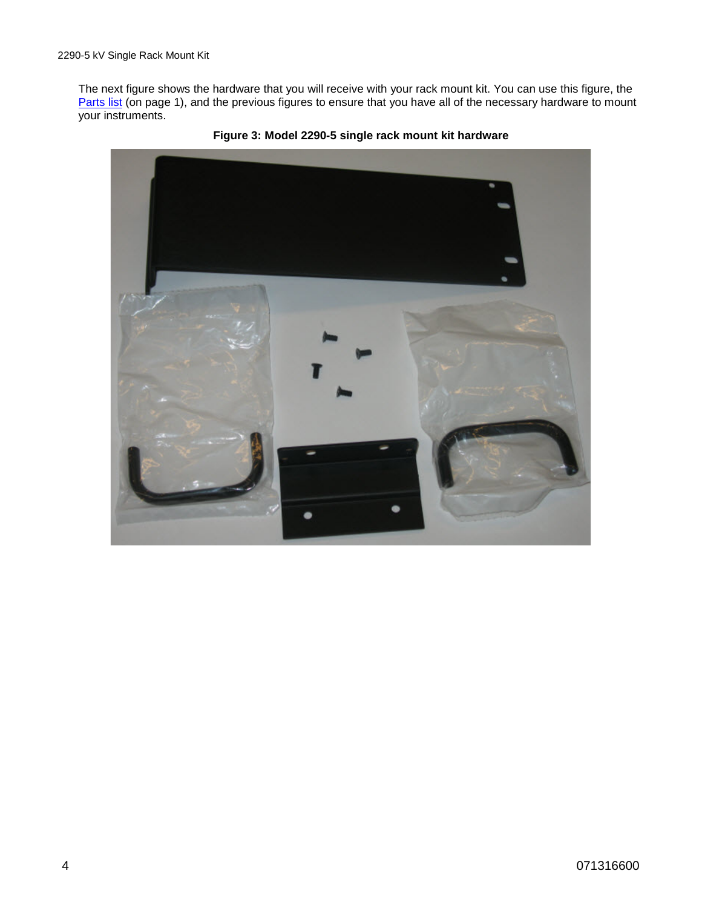The next figure shows the hardware that you will receive with your rack mount kit. You can use this figure, the Parts list (on page 1), and the previous figures to ensure that you have all of the necessary hardware to mount your instruments.

**Figure 3: Model 2290-5 single rack mount kit hardware**